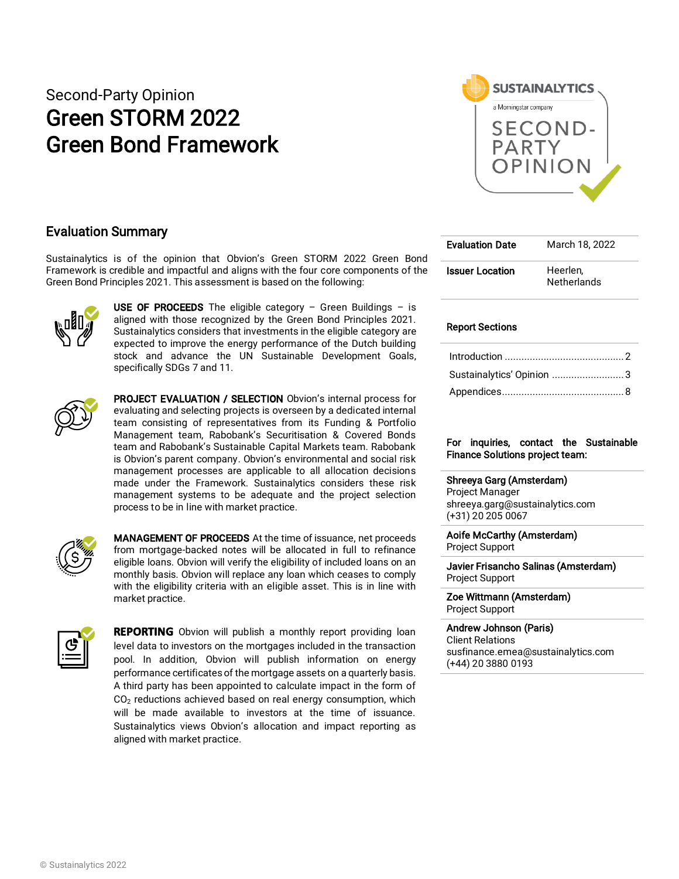Second-Party Opinion

# Green STORM 2022 Green Bond Framework

## Evaluation Summary

Sustainalytics is of the opinion that Obvion's Green STORM 2022 Green Bond Framework is credible and impactful and aligns with the four core components of the Green Bond Principles 2021. This assessment is based on the following:

**USE OF PROCEEDS** The eligible category – Green Buildings – is aligned with those recognized by the Green Bond Principles 2021. Sustainalytics considers that investments in the eligible category are expected to improve the energy performance of the Dutch building stock and advance the UN Sustainable Development Goals, specifically SDGs 7 and 11.

**PROJECT EVALUATION / SELECTION** Obvion's internal process for evaluating and selecting projects is overseen by a dedicated internal team consisting of representatives from its Funding & Portfolio Management team, Rabobank's Securitisation & Covered Bonds team and Rabobank's Sustainable Capital Markets team. Rabobank is Obvion's parent company. Obvion's environmental and social risk management processes are applicable to all allocation decisions made under the Framework. Sustainalytics considers these risk management systems to be adequate and the project selection process to be in line with market practice.

**MANAGEMENT OF PROCEEDS** At the time of issuance, net proceeds from mortgage-backed notes will be allocated in full to refinance eligible loans. Obvion will verify the eligibility of included loans on an monthly basis. Obvion will replace any loan which ceases to comply with the eligibility criteria with an eligible asset. This is in line with market practice.

**REPORTING** Obvion will publish a monthly report providing loan level data to investors on the mortgages included in the transaction pool. In addition, Obvion will publish information on energy performance certificates of the mortgage assets on a quarterly basis. A third party has been appointed to calculate impact in the form of $CO_2$ reductions achieved based on real energy consumption, which will be made available to investors at the time of issuance. Sustainalytics views Obvion's allocation and impact reporting as aligned with market practice.

| | |
|---|---|
| **Evaluation Date** | March 18, 2022 |
| **Issuer Location** | Heerlen, Netherlands |

**Report Sections**

- Introduction ........................................... 2
- Sustainalytics' Opinion .......................... 3
- Appendices............................................ 8

**For inquiries, contact the Sustainable Finance Solutions project team:**

**Shreeya Garg (Amsterdam)**
Project Manager
shreeya.garg@sustainalytics.com
(+31) 20 205 0067

**Aoife McCarthy (Amsterdam)**
Project Support

**Javier Frisancho Salinas (Amsterdam)**
Project Support

**Zoe Wittmann (Amsterdam)**
Project Support

**Andrew Johnson (Paris)**
Client Relations
susfinance.emea@sustainalytics.com
(+44) 20 3880 0193

© Sustainalytics 2022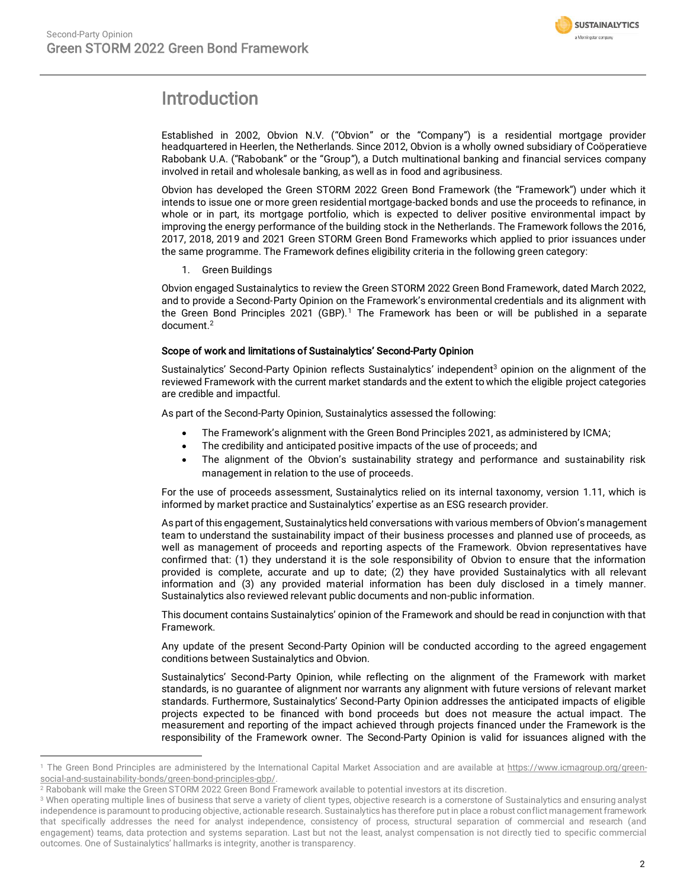# Introduction

Established in 2002, Obvion N.V. ("Obvion" or the "Company") is a residential mortgage provider headquartered in Heerlen, the Netherlands. Since 2012, Obvion is a wholly owned subsidiary of Coöperatieve Rabobank U.A. ("Rabobank" or the "Group"), a Dutch multinational banking and financial services company involved in retail and wholesale banking, as well as in food and agribusiness.

Obvion has developed the Green STORM 2022 Green Bond Framework (the "Framework") under which it intends to issue one or more green residential mortgage-backed bonds and use the proceeds to refinance, in whole or in part, its mortgage portfolio, which is expected to deliver positive environmental impact by improving the energy performance of the building stock in the Netherlands. The Framework follows the 2016, 2017, 2018, 2019 and 2021 Green STORM Green Bond Frameworks which applied to prior issuances under the same programme. The Framework defines eligibility criteria in the following green category:

1. Green Buildings

Obvion engaged Sustainalytics to review the Green STORM 2022 Green Bond Framework, dated March 2022, and to provide a Second-Party Opinion on the Framework's environmental credentials and its alignment with the Green Bond Principles 2021 (GBP).[1] The Framework has been or will be published in a separate document.[2]

### Scope of work and limitations of Sustainalytics' Second-Party Opinion

Sustainalytics' Second-Party Opinion reflects Sustainalytics' independent[3] opinion on the alignment of the reviewed Framework with the current market standards and the extent to which the eligible project categories are credible and impactful.

As part of the Second-Party Opinion, Sustainalytics assessed the following:

- The Framework's alignment with the Green Bond Principles 2021, as administered by ICMA;
- The credibility and anticipated positive impacts of the use of proceeds; and
- The alignment of the Obvion's sustainability strategy and performance and sustainability risk management in relation to the use of proceeds.

For the use of proceeds assessment, Sustainalytics relied on its internal taxonomy, version 1.11, which is informed by market practice and Sustainalytics' expertise as an ESG research provider.

As part of this engagement, Sustainalytics held conversations with various members of Obvion's management team to understand the sustainability impact of their business processes and planned use of proceeds, as well as management of proceeds and reporting aspects of the Framework. Obvion representatives have confirmed that: (1) they understand it is the sole responsibility of Obvion to ensure that the information provided is complete, accurate and up to date; (2) they have provided Sustainalytics with all relevant information and (3) any provided material information has been duly disclosed in a timely manner. Sustainalytics also reviewed relevant public documents and non-public information.

This document contains Sustainalytics' opinion of the Framework and should be read in conjunction with that Framework.

Any update of the present Second-Party Opinion will be conducted according to the agreed engagement conditions between Sustainalytics and Obvion.

Sustainalytics' Second-Party Opinion, while reflecting on the alignment of the Framework with market standards, is no guarantee of alignment nor warrants any alignment with future versions of relevant market standards. Furthermore, Sustainalytics' Second-Party Opinion addresses the anticipated impacts of eligible projects expected to be financed with bond proceeds but does not measure the actual impact. The measurement and reporting of the impact achieved through projects financed under the Framework is the responsibility of the Framework owner. The Second-Party Opinion is valid for issuances aligned with the

---

[1] The Green Bond Principles are administered by the International Capital Market Association and are available at https://www.icmagroup.org/green-social-and-sustainability-bonds/green-bond-principles-gbp/.

[2] Rabobank will make the Green STORM 2022 Green Bond Framework available to potential investors at its discretion.

[3] When operating multiple lines of business that serve a variety of client types, objective research is a cornerstone of Sustainalytics and ensuring analyst independence is paramount to producing objective, actionable research. Sustainalytics has therefore put in place a robust conflict management framework that specifically addresses the need for analyst independence, consistency of process, structural separation of commercial and research (and engagement) teams, data protection and systems separation. Last but not the least, analyst compensation is not directly tied to specific commercial outcomes. One of Sustainalytics' hallmarks is integrity, another is transparency.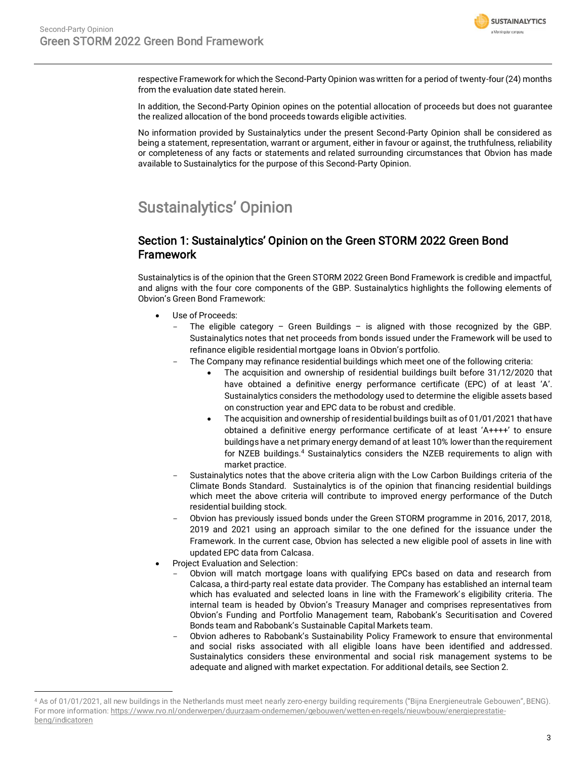respective Framework for which the Second-Party Opinion was written for a period of twenty-four (24) months from the evaluation date stated herein.

In addition, the Second-Party Opinion opines on the potential allocation of proceeds but does not guarantee the realized allocation of the bond proceeds towards eligible activities.

No information provided by Sustainalytics under the present Second-Party Opinion shall be considered as being a statement, representation, warrant or argument, either in favour or against, the truthfulness, reliability or completeness of any facts or statements and related surrounding circumstances that Obvion has made available to Sustainalytics for the purpose of this Second-Party Opinion.

# Sustainalytics' Opinion

## Section 1: Sustainalytics' Opinion on the Green STORM 2022 Green Bond Framework

Sustainalytics is of the opinion that the Green STORM 2022 Green Bond Framework is credible and impactful, and aligns with the four core components of the GBP. Sustainalytics highlights the following elements of Obvion's Green Bond Framework:

- Use of Proceeds:
  - The eligible category – Green Buildings – is aligned with those recognized by the GBP. Sustainalytics notes that net proceeds from bonds issued under the Framework will be used to refinance eligible residential mortgage loans in Obvion's portfolio.
  - The Company may refinance residential buildings which meet one of the following criteria:
    - The acquisition and ownership of residential buildings built before 31/12/2020 that have obtained a definitive energy performance certificate (EPC) of at least 'A'. Sustainalytics considers the methodology used to determine the eligible assets based on construction year and EPC data to be robust and credible.
    - The acquisition and ownership of residential buildings built as of 01/01/2021 that have obtained a definitive energy performance certificate of at least 'A++++' to ensure buildings have a net primary energy demand of at least 10% lower than the requirement for NZEB buildings.[4] Sustainalytics considers the NZEB requirements to align with market practice.
  - Sustainalytics notes that the above criteria align with the Low Carbon Buildings criteria of the Climate Bonds Standard. Sustainalytics is of the opinion that financing residential buildings which meet the above criteria will contribute to improved energy performance of the Dutch residential building stock.
  - Obvion has previously issued bonds under the Green STORM programme in 2016, 2017, 2018, 2019 and 2021 using an approach similar to the one defined for the issuance under the Framework. In the current case, Obvion has selected a new eligible pool of assets in line with updated EPC data from Calcasa.
- Project Evaluation and Selection:
  - Obvion will match mortgage loans with qualifying EPCs based on data and research from Calcasa, a third-party real estate data provider. The Company has established an internal team which has evaluated and selected loans in line with the Framework's eligibility criteria. The internal team is headed by Obvion's Treasury Manager and comprises representatives from Obvion's Funding and Portfolio Management team, Rabobank's Securitisation and Covered Bonds team and Rabobank's Sustainable Capital Markets team.
  - Obvion adheres to Rabobank's Sustainability Policy Framework to ensure that environmental and social risks associated with all eligible loans have been identified and addressed. Sustainalytics considers these environmental and social risk management systems to be adequate and aligned with market expectation. For additional details, see Section 2.

---

[4] As of 01/01/2021, all new buildings in the Netherlands must meet nearly zero-energy building requirements ("Bijna Energieneutrale Gebouwen", BENG). For more information: https://www.rvo.nl/onderwerpen/duurzaam-ondernemen/gebouwen/wetten-en-regels/nieuwbouw/energieprestatie-beng/indicatoren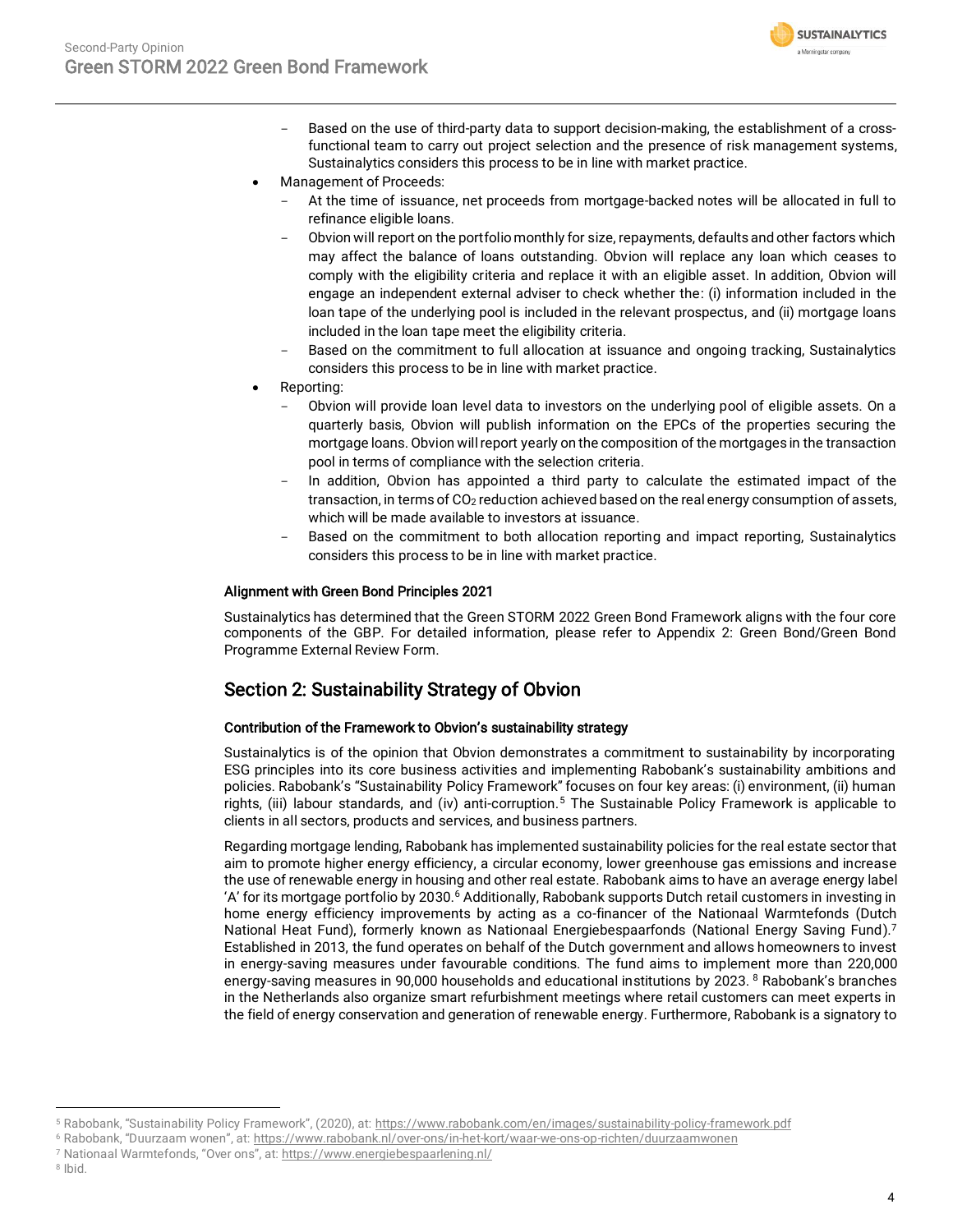- Based on the use of third-party data to support decision-making, the establishment of a cross-functional team to carry out project selection and the presence of risk management systems, Sustainalytics considers this process to be in line with market practice.

- Management of Proceeds:
  - At the time of issuance, net proceeds from mortgage-backed notes will be allocated in full to refinance eligible loans.
  - Obvion will report on the portfolio monthly for size, repayments, defaults and other factors which may affect the balance of loans outstanding. Obvion will replace any loan which ceases to comply with the eligibility criteria and replace it with an eligible asset. In addition, Obvion will engage an independent external adviser to check whether the: (i) information included in the loan tape of the underlying pool is included in the relevant prospectus, and (ii) mortgage loans included in the loan tape meet the eligibility criteria.
  - Based on the commitment to full allocation at issuance and ongoing tracking, Sustainalytics considers this process to be in line with market practice.
- Reporting:
  - Obvion will provide loan level data to investors on the underlying pool of eligible assets. On a quarterly basis, Obvion will publish information on the EPCs of the properties securing the mortgage loans. Obvion will report yearly on the composition of the mortgages in the transaction pool in terms of compliance with the selection criteria.
  - In addition, Obvion has appointed a third party to calculate the estimated impact of the transaction, in terms of $CO_2$ reduction achieved based on the real energy consumption of assets, which will be made available to investors at issuance.
  - Based on the commitment to both allocation reporting and impact reporting, Sustainalytics considers this process to be in line with market practice.

### Alignment with Green Bond Principles 2021

Sustainalytics has determined that the Green STORM 2022 Green Bond Framework aligns with the four core components of the GBP. For detailed information, please refer to Appendix 2: Green Bond/Green Bond Programme External Review Form.

## Section 2: Sustainability Strategy of Obvion

### Contribution of the Framework to Obvion's sustainability strategy

Sustainalytics is of the opinion that Obvion demonstrates a commitment to sustainability by incorporating ESG principles into its core business activities and implementing Rabobank's sustainability ambitions and policies. Rabobank's "Sustainability Policy Framework" focuses on four key areas: (i) environment, (ii) human rights, (iii) labour standards, and (iv) anti-corruption.[5] The Sustainable Policy Framework is applicable to clients in all sectors, products and services, and business partners.

Regarding mortgage lending, Rabobank has implemented sustainability policies for the real estate sector that aim to promote higher energy efficiency, a circular economy, lower greenhouse gas emissions and increase the use of renewable energy in housing and other real estate. Rabobank aims to have an average energy label 'A' for its mortgage portfolio by 2030.[6] Additionally, Rabobank supports Dutch retail customers in investing in home energy efficiency improvements by acting as a co-financer of the Nationaal Warmtefonds (Dutch National Heat Fund), formerly known as Nationaal Energiebespaarfonds (National Energy Saving Fund).[7] Established in 2013, the fund operates on behalf of the Dutch government and allows homeowners to invest in energy-saving measures under favourable conditions. The fund aims to implement more than 220,000 energy-saving measures in 90,000 households and educational institutions by 2023.[8] Rabobank's branches in the Netherlands also organize smart refurbishment meetings where retail customers can meet experts in the field of energy conservation and generation of renewable energy. Furthermore, Rabobank is a signatory to

---

[5] Rabobank, "Sustainability Policy Framework", (2020), at: https://www.rabobank.com/en/images/sustainability-policy-framework.pdf

[6] Rabobank, "Duurzaam wonen", at: https://www.rabobank.nl/over-ons/in-het-kort/waar-we-ons-op-richten/duurzaamwonen

[7] Nationaal Warmtefonds, "Over ons", at: https://www.energiebespaarlening.nl/

[8] Ibid.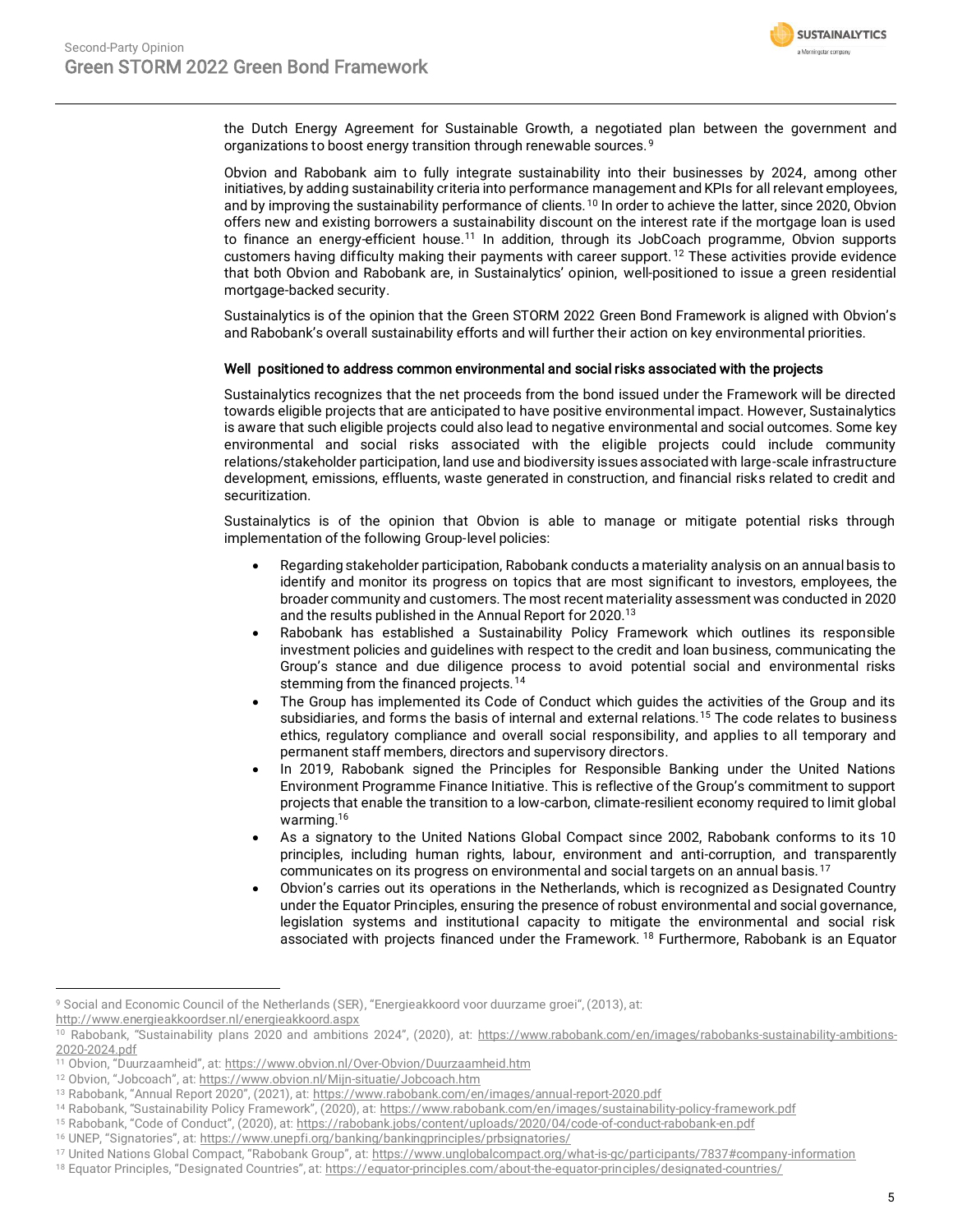the Dutch Energy Agreement for Sustainable Growth, a negotiated plan between the government and organizations to boost energy transition through renewable sources.[9]

Obvion and Rabobank aim to fully integrate sustainability into their businesses by 2024, among other initiatives, by adding sustainability criteria into performance management and KPIs for all relevant employees, and by improving the sustainability performance of clients.[10] In order to achieve the latter, since 2020, Obvion offers new and existing borrowers a sustainability discount on the interest rate if the mortgage loan is used to finance an energy-efficient house.[11] In addition, through its JobCoach programme, Obvion supports customers having difficulty making their payments with career support.[12] These activities provide evidence that both Obvion and Rabobank are, in Sustainalytics' opinion, well-positioned to issue a green residential mortgage-backed security.

Sustainalytics is of the opinion that the Green STORM 2022 Green Bond Framework is aligned with Obvion's and Rabobank's overall sustainability efforts and will further their action on key environmental priorities.

**Well positioned to address common environmental and social risks associated with the projects**

Sustainalytics recognizes that the net proceeds from the bond issued under the Framework will be directed towards eligible projects that are anticipated to have positive environmental impact. However, Sustainalytics is aware that such eligible projects could also lead to negative environmental and social outcomes. Some key environmental and social risks associated with the eligible projects could include community relations/stakeholder participation, land use and biodiversity issues associated with large-scale infrastructure development, emissions, effluents, waste generated in construction, and financial risks related to credit and securitization.

Sustainalytics is of the opinion that Obvion is able to manage or mitigate potential risks through implementation of the following Group-level policies:

- Regarding stakeholder participation, Rabobank conducts a materiality analysis on an annual basis to identify and monitor its progress on topics that are most significant to investors, employees, the broader community and customers. The most recent materiality assessment was conducted in 2020 and the results published in the Annual Report for 2020.[13]
- Rabobank has established a Sustainability Policy Framework which outlines its responsible investment policies and guidelines with respect to the credit and loan business, communicating the Group's stance and due diligence process to avoid potential social and environmental risks stemming from the financed projects.[14]
- The Group has implemented its Code of Conduct which guides the activities of the Group and its subsidiaries, and forms the basis of internal and external relations.[15] The code relates to business ethics, regulatory compliance and overall social responsibility, and applies to all temporary and permanent staff members, directors and supervisory directors.
- In 2019, Rabobank signed the Principles for Responsible Banking under the United Nations Environment Programme Finance Initiative. This is reflective of the Group's commitment to support projects that enable the transition to a low-carbon, climate-resilient economy required to limit global warming.[16]
- As a signatory to the United Nations Global Compact since 2002, Rabobank conforms to its 10 principles, including human rights, labour, environment and anti-corruption, and transparently communicates on its progress on environmental and social targets on an annual basis.[17]
- Obvion's carries out its operations in the Netherlands, which is recognized as Designated Country under the Equator Principles, ensuring the presence of robust environmental and social governance, legislation systems and institutional capacity to mitigate the environmental and social risk associated with projects financed under the Framework.[18] Furthermore, Rabobank is an Equator

---

[9] Social and Economic Council of the Netherlands (SER), "Energieakkoord voor duurzame groei", (2013), at: http://www.energieakkoordser.nl/energieakkoord.aspx

[10] Rabobank, "Sustainability plans 2020 and ambitions 2024", (2020), at: https://www.rabobank.com/en/images/rabobanks-sustainability-ambitions-2020-2024.pdf

[11] Obvion, "Duurzaamheid", at: https://www.obvion.nl/Over-Obvion/Duurzaamheid.htm

[12] Obvion, "Jobcoach", at: https://www.obvion.nl/Mijn-situatie/Jobcoach.htm

[13] Rabobank, "Annual Report 2020", (2021), at: https://www.rabobank.com/en/images/annual-report-2020.pdf

[14] Rabobank, "Sustainability Policy Framework", (2020), at: https://www.rabobank.com/en/images/sustainability-policy-framework.pdf

[15] Rabobank, "Code of Conduct", (2020), at: https://rabobank.jobs/content/uploads/2020/04/code-of-conduct-rabobank-en.pdf

[16] UNEP, "Signatories", at: https://www.unepfi.org/banking/bankingprinciples/prbsignatories/

[17] United Nations Global Compact, "Rabobank Group", at: https://www.unglobalcompact.org/what-is-gc/participants/7837#company-information

[18] Equator Principles, "Designated Countries", at: https://equator-principles.com/about-the-equator-principles/designated-countries/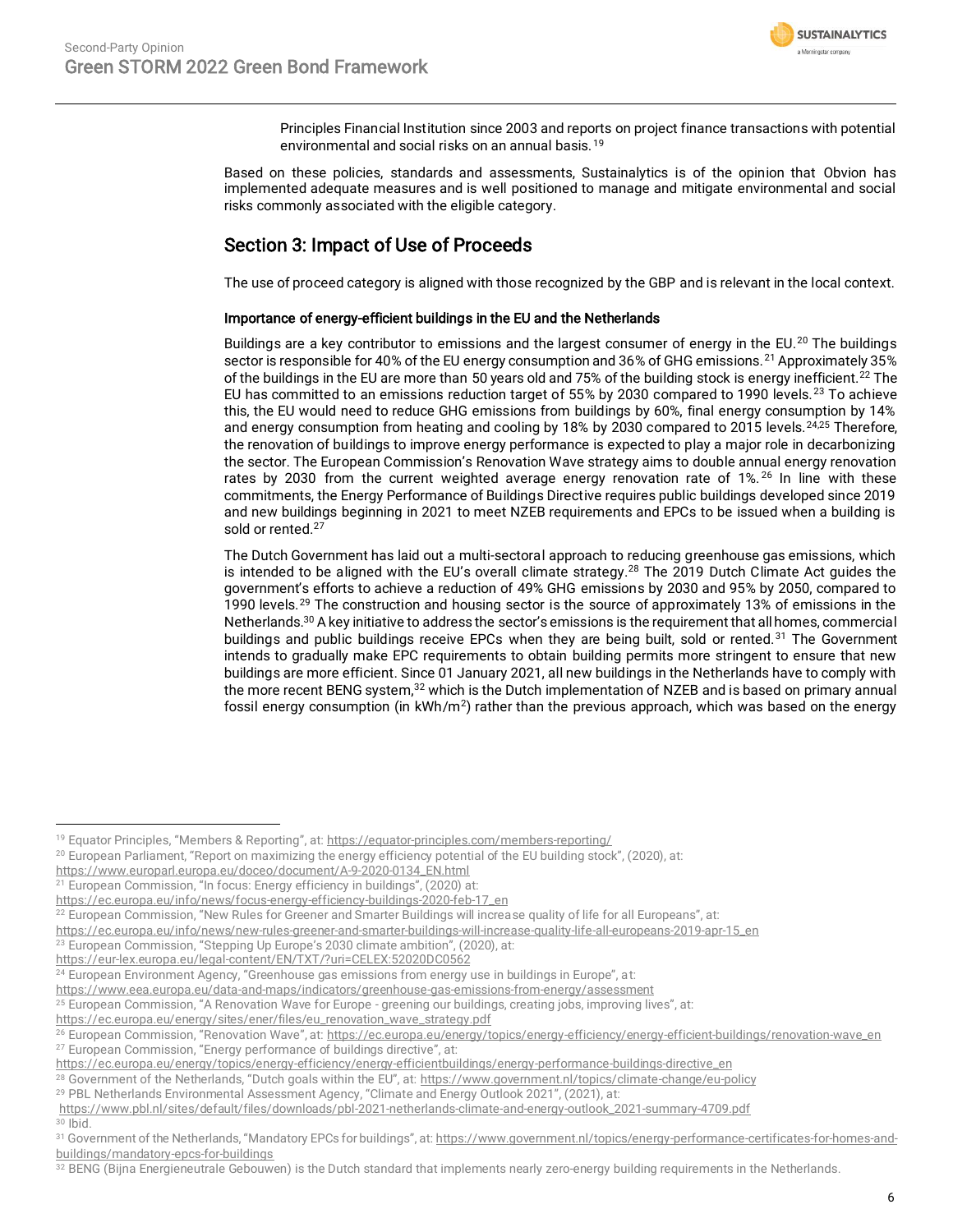Principles Financial Institution since 2003 and reports on project finance transactions with potential environmental and social risks on an annual basis.[19]

Based on these policies, standards and assessments, Sustainalytics is of the opinion that Obvion has implemented adequate measures and is well positioned to manage and mitigate environmental and social risks commonly associated with the eligible category.

## Section 3: Impact of Use of Proceeds

The use of proceed category is aligned with those recognized by the GBP and is relevant in the local context.

### Importance of energy-efficient buildings in the EU and the Netherlands

Buildings are a key contributor to emissions and the largest consumer of energy in the EU.[20] The buildings sector is responsible for 40% of the EU energy consumption and 36% of GHG emissions.[21] Approximately 35% of the buildings in the EU are more than 50 years old and 75% of the building stock is energy inefficient.[22] The EU has committed to an emissions reduction target of 55% by 2030 compared to 1990 levels.[23] To achieve this, the EU would need to reduce GHG emissions from buildings by 60%, final energy consumption by 14% and energy consumption from heating and cooling by 18% by 2030 compared to 2015 levels.[24,25] Therefore, the renovation of buildings to improve energy performance is expected to play a major role in decarbonizing the sector. The European Commission's Renovation Wave strategy aims to double annual energy renovation rates by 2030 from the current weighted average energy renovation rate of 1%.[26] In line with these commitments, the Energy Performance of Buildings Directive requires public buildings developed since 2019 and new buildings beginning in 2021 to meet NZEB requirements and EPCs to be issued when a building is sold or rented.[27]

The Dutch Government has laid out a multi-sectoral approach to reducing greenhouse gas emissions, which is intended to be aligned with the EU's overall climate strategy.[28] The 2019 Dutch Climate Act guides the government's efforts to achieve a reduction of 49% GHG emissions by 2030 and 95% by 2050, compared to 1990 levels.[29] The construction and housing sector is the source of approximately 13% of emissions in the Netherlands.[30] A key initiative to address the sector's emissions is the requirement that all homes, commercial buildings and public buildings receive EPCs when they are being built, sold or rented.[31] The Government intends to gradually make EPC requirements to obtain building permits more stringent to ensure that new buildings are more efficient. Since 01 January 2021, all new buildings in the Netherlands have to comply with the more recent BENG system,[32] which is the Dutch implementation of NZEB and is based on primary annual fossil energy consumption (in kWh/m$^2$) rather than the previous approach, which was based on the energy

---

[19] Equator Principles, "Members & Reporting", at: https://equator-principles.com/members-reporting/

[20] European Parliament, "Report on maximizing the energy efficiency potential of the EU building stock", (2020), at: https://www.europarl.europa.eu/doceo/document/A-9-2020-0134_EN.html

[21] European Commission, "In focus: Energy efficiency in buildings", (2020) at: https://ec.europa.eu/info/news/focus-energy-efficiency-buildings-2020-feb-17_en

[22] European Commission, "New Rules for Greener and Smarter Buildings will increase quality of life for all Europeans", at: https://ec.europa.eu/info/news/new-rules-greener-and-smarter-buildings-will-increase-quality-life-all-europeans-2019-apr-15_en

[23] European Commission, "Stepping Up Europe's 2030 climate ambition", (2020), at: https://eur-lex.europa.eu/legal-content/EN/TXT/?uri=CELEX:52020DC0562

[24] European Environment Agency, "Greenhouse gas emissions from energy use in buildings in Europe", at: https://www.eea.europa.eu/data-and-maps/indicators/greenhouse-gas-emissions-from-energy/assessment

[25] European Commission, "A Renovation Wave for Europe - greening our buildings, creating jobs, improving lives", at: https://ec.europa.eu/energy/sites/ener/files/eu_renovation_wave_strategy.pdf

[26] European Commission, "Renovation Wave", at: https://ec.europa.eu/energy/topics/energy-efficiency/energy-efficient-buildings/renovation-wave_en

[27] European Commission, "Energy performance of buildings directive", at: https://ec.europa.eu/energy/topics/energy-efficiency/energy-efficientbuildings/energy-performance-buildings-directive_en

[28] Government of the Netherlands, "Dutch goals within the EU", at: https://www.government.nl/topics/climate-change/eu-policy

[29] PBL Netherlands Environmental Assessment Agency, "Climate and Energy Outlook 2021", (2021), at: https://www.pbl.nl/sites/default/files/downloads/pbl-2021-netherlands-climate-and-energy-outlook_2021-summary-4709.pdf

[30] Ibid.

[31] Government of the Netherlands, "Mandatory EPCs for buildings", at: https://www.government.nl/topics/energy-performance-certificates-for-homes-and-buildings/mandatory-epcs-for-buildings

[32] BENG (Bijna Energieneutrale Gebouwen) is the Dutch standard that implements nearly zero-energy building requirements in the Netherlands.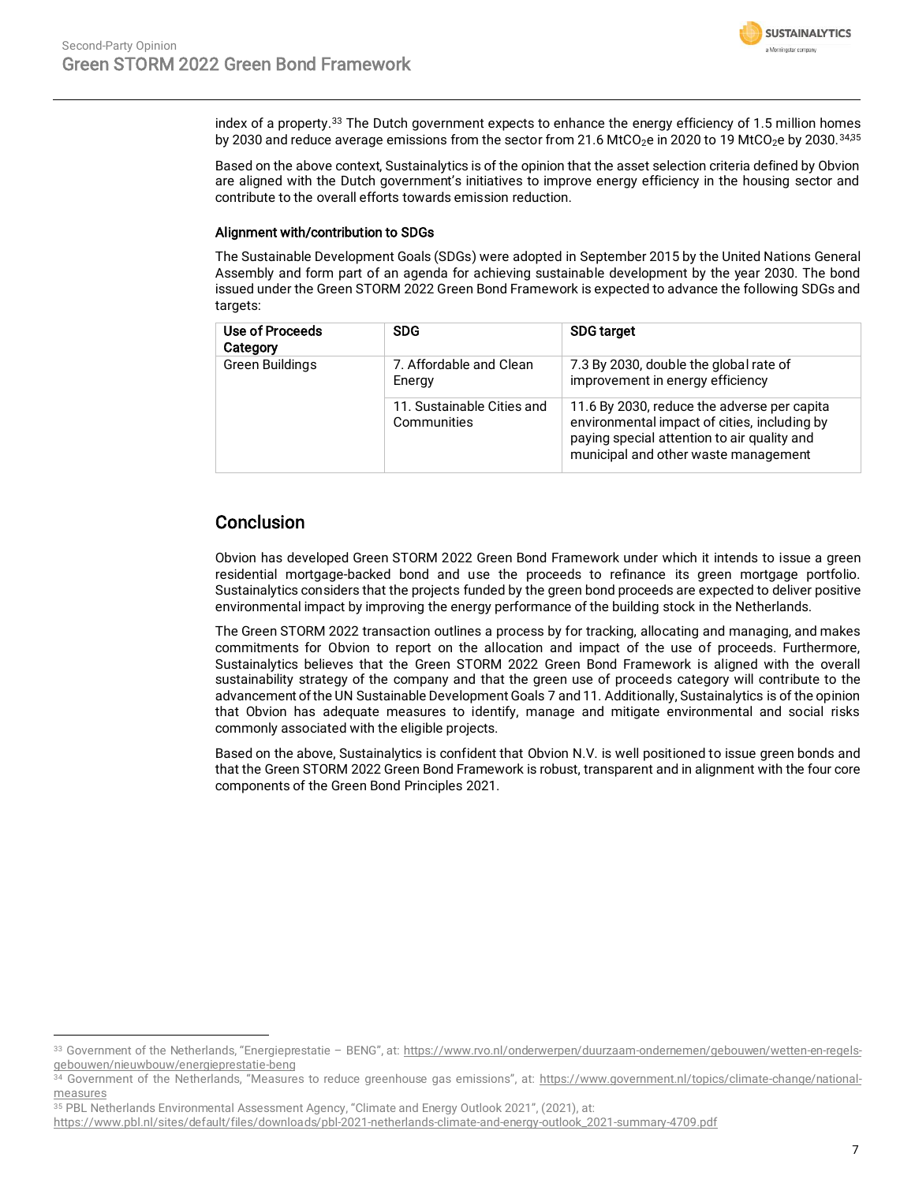index of a property.[33] The Dutch government expects to enhance the energy efficiency of 1.5 million homes by 2030 and reduce average emissions from the sector from 21.6 $MtCO_2e$ in 2020 to 19 $MtCO_2e$ by 2030.[34,35]

Based on the above context, Sustainalytics is of the opinion that the asset selection criteria defined by Obvion are aligned with the Dutch government's initiatives to improve energy efficiency in the housing sector and contribute to the overall efforts towards emission reduction.

### Alignment with/contribution to SDGs

The Sustainable Development Goals (SDGs) were adopted in September 2015 by the United Nations General Assembly and form part of an agenda for achieving sustainable development by the year 2030. The bond issued under the Green STORM 2022 Green Bond Framework is expected to advance the following SDGs and targets:

| Use of Proceeds Category | SDG | SDG target |
|---|---|---|
| Green Buildings | 7. Affordable and Clean Energy | 7.3 By 2030, double the global rate of improvement in energy efficiency |
| | 11. Sustainable Cities and Communities | 11.6 By 2030, reduce the adverse per capita environmental impact of cities, including by paying special attention to air quality and municipal and other waste management |

## Conclusion

Obvion has developed Green STORM 2022 Green Bond Framework under which it intends to issue a green residential mortgage-backed bond and use the proceeds to refinance its green mortgage portfolio. Sustainalytics considers that the projects funded by the green bond proceeds are expected to deliver positive environmental impact by improving the energy performance of the building stock in the Netherlands.

The Green STORM 2022 transaction outlines a process by for tracking, allocating and managing, and makes commitments for Obvion to report on the allocation and impact of the use of proceeds. Furthermore, Sustainalytics believes that the Green STORM 2022 Green Bond Framework is aligned with the overall sustainability strategy of the company and that the green use of proceeds category will contribute to the advancement of the UN Sustainable Development Goals 7 and 11. Additionally, Sustainalytics is of the opinion that Obvion has adequate measures to identify, manage and mitigate environmental and social risks commonly associated with the eligible projects.

Based on the above, Sustainalytics is confident that Obvion N.V. is well positioned to issue green bonds and that the Green STORM 2022 Green Bond Framework is robust, transparent and in alignment with the four core components of the Green Bond Principles 2021.

---

[33] Government of the Netherlands, "Energieprestatie – BENG", at: https://www.rvo.nl/onderwerpen/duurzaam-ondernemen/gebouwen/wetten-en-regels-gebouwen/nieuwbouw/energieprestatie-beng

[34] Government of the Netherlands, "Measures to reduce greenhouse gas emissions", at: https://www.government.nl/topics/climate-change/national-measures

[35] PBL Netherlands Environmental Assessment Agency, "Climate and Energy Outlook 2021", (2021), at: https://www.pbl.nl/sites/default/files/downloads/pbl-2021-netherlands-climate-and-energy-outlook_2021-summary-4709.pdf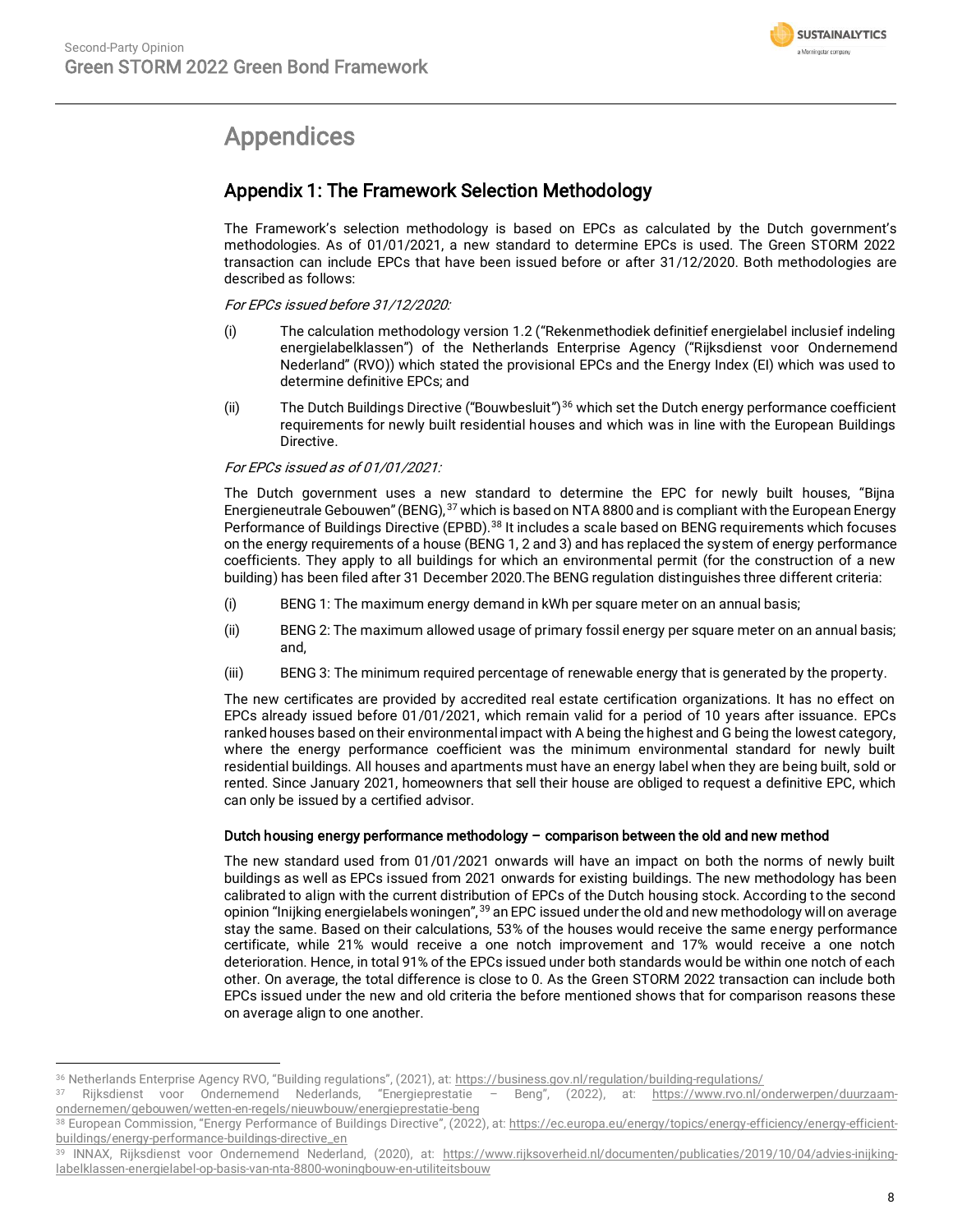# Appendices

## Appendix 1: The Framework Selection Methodology

The Framework's selection methodology is based on EPCs as calculated by the Dutch government's methodologies. As of 01/01/2021, a new standard to determine EPCs is used. The Green STORM 2022 transaction can include EPCs that have been issued before or after 31/12/2020. Both methodologies are described as follows:

*For EPCs issued before 31/12/2020:*

(i) The calculation methodology version 1.2 ("Rekenmethodiek definitief energielabel inclusief indeling energielabelklassen") of the Netherlands Enterprise Agency ("Rijksdienst voor Ondernemend Nederland" (RVO)) which stated the provisional EPCs and the Energy Index (EI) which was used to determine definitive EPCs; and

(ii) The Dutch Buildings Directive ("Bouwbesluit")[36] which set the Dutch energy performance coefficient requirements for newly built residential houses and which was in line with the European Buildings Directive.

*For EPCs issued as of 01/01/2021:*

The Dutch government uses a new standard to determine the EPC for newly built houses, "Bijna Energieneutrale Gebouwen" (BENG),[37] which is based on NTA 8800 and is compliant with the European Energy Performance of Buildings Directive (EPBD).[38] It includes a scale based on BENG requirements which focuses on the energy requirements of a house (BENG 1, 2 and 3) and has replaced the system of energy performance coefficients. They apply to all buildings for which an environmental permit (for the construction of a new building) has been filed after 31 December 2020.The BENG regulation distinguishes three different criteria:

(i) BENG 1: The maximum energy demand in kWh per square meter on an annual basis;

(ii) BENG 2: The maximum allowed usage of primary fossil energy per square meter on an annual basis; and,

(iii) BENG 3: The minimum required percentage of renewable energy that is generated by the property.

The new certificates are provided by accredited real estate certification organizations. It has no effect on EPCs already issued before 01/01/2021, which remain valid for a period of 10 years after issuance. EPCs ranked houses based on their environmental impact with A being the highest and G being the lowest category, where the energy performance coefficient was the minimum environmental standard for newly built residential buildings. All houses and apartments must have an energy label when they are being built, sold or rented. Since January 2021, homeowners that sell their house are obliged to request a definitive EPC, which can only be issued by a certified advisor.

### Dutch housing energy performance methodology – comparison between the old and new method

The new standard used from 01/01/2021 onwards will have an impact on both the norms of newly built buildings as well as EPCs issued from 2021 onwards for existing buildings. The new methodology has been calibrated to align with the current distribution of EPCs of the Dutch housing stock. According to the second opinion "Inijking energielabels woningen",[39] an EPC issued under the old and new methodology will on average stay the same. Based on their calculations, 53% of the houses would receive the same energy performance certificate, while 21% would receive a one notch improvement and 17% would receive a one notch deterioration. Hence, in total 91% of the EPCs issued under both standards would be within one notch of each other. On average, the total difference is close to 0. As the Green STORM 2022 transaction can include both EPCs issued under the new and old criteria the before mentioned shows that for comparison reasons these on average align to one another.

---

[36] Netherlands Enterprise Agency RVO, "Building regulations", (2021), at: https://business.gov.nl/regulation/building-regulations/

[37] Rijksdienst voor Ondernemend Nederlands, "Energieprestatie – Beng", (2022), at: https://www.rvo.nl/onderwerpen/duurzaam-ondernemen/gebouwen/wetten-en-regels/nieuwbouw/energieprestatie-beng

[38] European Commission, "Energy Performance of Buildings Directive", (2022), at: https://ec.europa.eu/energy/topics/energy-efficiency/energy-efficient-buildings/energy-performance-buildings-directive_en

[39] INNAX, Rijksdienst voor Ondernemend Nederland, (2020), at: https://www.rijksoverheid.nl/documenten/publicaties/2019/10/04/advies-inijking-labelklassen-energielabel-op-basis-van-nta-8800-woningbouw-en-utiliteitsbouw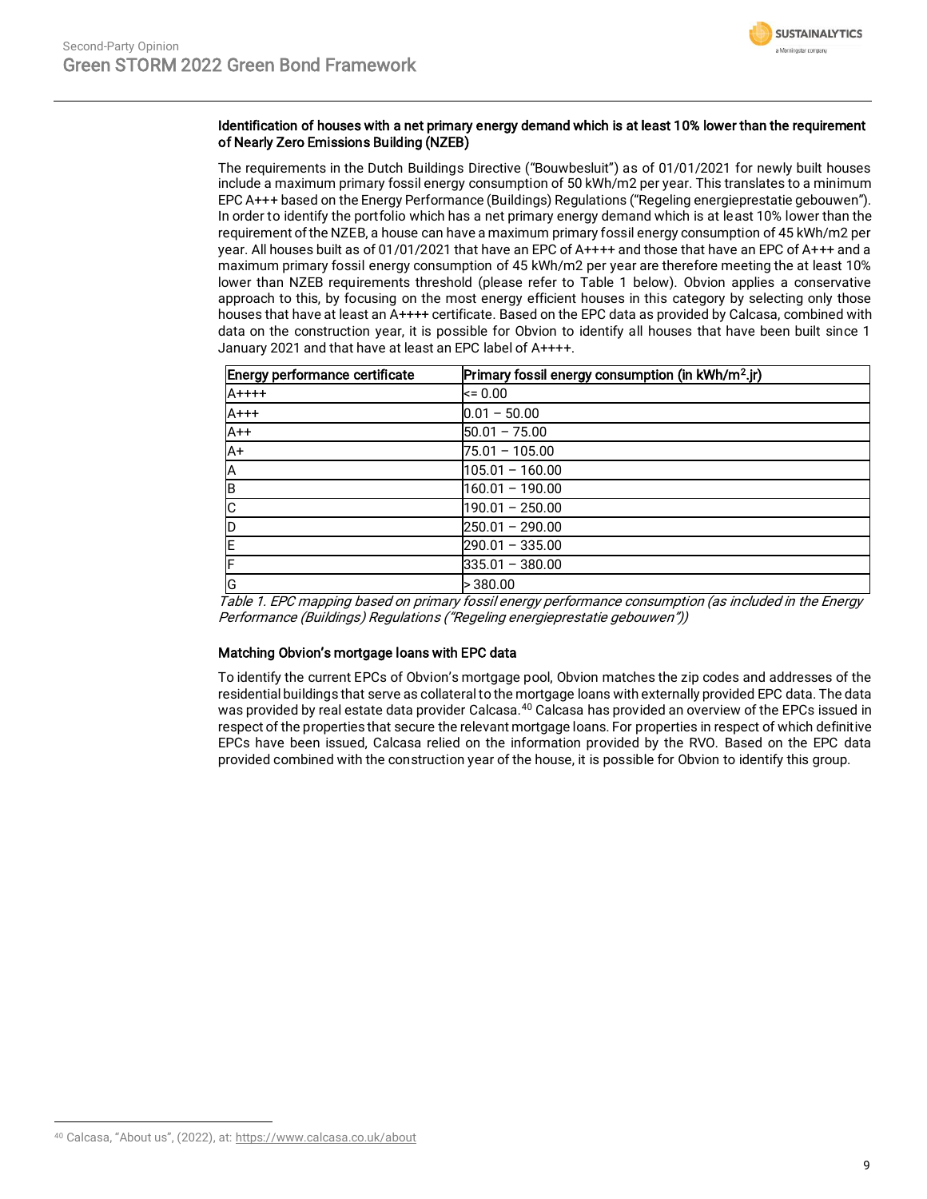### Identification of houses with a net primary energy demand which is at least 10% lower than the requirement of Nearly Zero Emissions Building (NZEB)

The requirements in the Dutch Buildings Directive ("Bouwbesluit") as of 01/01/2021 for newly built houses include a maximum primary fossil energy consumption of 50 kWh/m2 per year. This translates to a minimum EPC A+++ based on the Energy Performance (Buildings) Regulations ("Regeling energieprestatie gebouwen"). In order to identify the portfolio which has a net primary energy demand which is at least 10% lower than the requirement of the NZEB, a house can have a maximum primary fossil energy consumption of 45 kWh/m2 per year. All houses built as of 01/01/2021 that have an EPC of A++++ and those that have an EPC of A+++ and a maximum primary fossil energy consumption of 45 kWh/m2 per year are therefore meeting the at least 10% lower than NZEB requirements threshold (please refer to Table 1 below). Obvion applies a conservative approach to this, by focusing on the most energy efficient houses in this category by selecting only those houses that have at least an A++++ certificate. Based on the EPC data as provided by Calcasa, combined with data on the construction year, it is possible for Obvion to identify all houses that have been built since 1 January 2021 and that have at least an EPC label of A++++.

| Energy performance certificate | Primary fossil energy consumption (in kWh/m$^2$.jr) |
|---|---|
| A++++ | <= 0.00 |
| A+++ | 0.01 – 50.00 |
| A++ | 50.01 – 75.00 |
| A+ | 75.01 – 105.00 |
| A | 105.01 – 160.00 |
| B | 160.01 – 190.00 |
| C | 190.01 – 250.00 |
| D | 250.01 – 290.00 |
| E | 290.01 – 335.00 |
| F | 335.01 – 380.00 |
| G | > 380.00 |

*Table 1. EPC mapping based on primary fossil energy performance consumption (as included in the Energy Performance (Buildings) Regulations ("Regeling energieprestatie gebouwen"))*

### Matching Obvion's mortgage loans with EPC data

To identify the current EPCs of Obvion's mortgage pool, Obvion matches the zip codes and addresses of the residential buildings that serve as collateral to the mortgage loans with externally provided EPC data. The data was provided by real estate data provider Calcasa.[40] Calcasa has provided an overview of the EPCs issued in respect of the properties that secure the relevant mortgage loans. For properties in respect of which definitive EPCs have been issued, Calcasa relied on the information provided by the RVO. Based on the EPC data provided combined with the construction year of the house, it is possible for Obvion to identify this group.

---

[40] Calcasa, "About us", (2022), at: https://www.calcasa.co.uk/about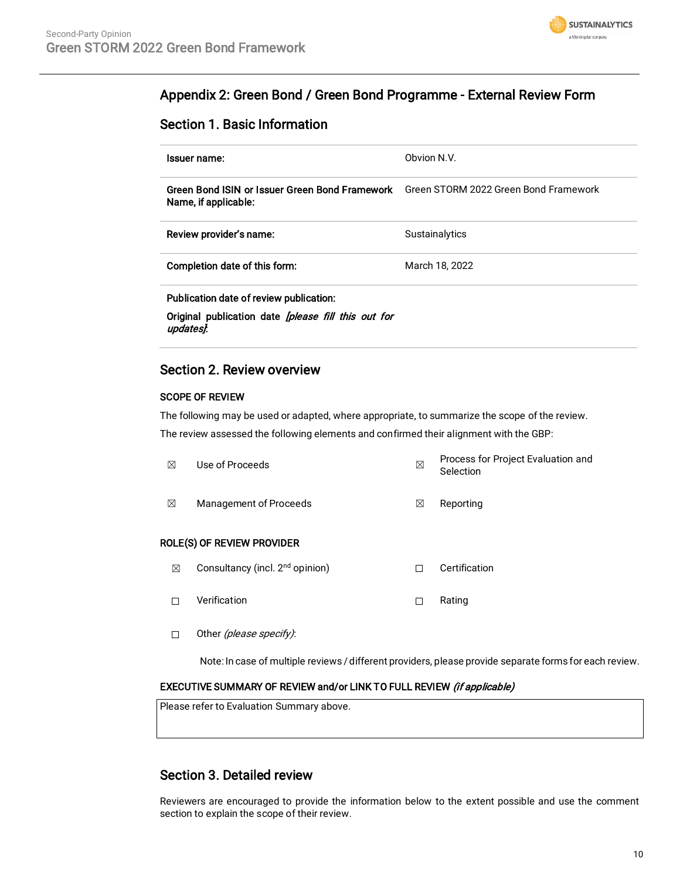## Appendix 2: Green Bond / Green Bond Programme - External Review Form

### Section 1. Basic Information

| | |
|---|---|
| **Issuer name:** | Obvion N.V. |
| **Green Bond ISIN or Issuer Green Bond Framework Name, if applicable:** | Green STORM 2022 Green Bond Framework |
| **Review provider's name:** | Sustainalytics |
| **Completion date of this form:** | March 18, 2022 |
| **Publication date of review publication:**<br>**Original publication date** ***[please fill this out for updates]*****:** | |

### Section 2. Review overview

**SCOPE OF REVIEW**

The following may be used or adapted, where appropriate, to summarize the scope of the review.

The review assessed the following elements and confirmed their alignment with the GBP:

| | | | |
|---|---|---|---|
| ☒ | Use of Proceeds | ☒ | Process for Project Evaluation and Selection |
| ☒ | Management of Proceeds | ☒ | Reporting |

**ROLE(S) OF REVIEW PROVIDER**

| | | | |
|---|---|---|---|
| ☒ | Consultancy (incl. 2nd opinion) | ☐ | Certification |
| ☐ | Verification | ☐ | Rating |
| ☐ | Other *(please specify)*: | | |

Note: In case of multiple reviews / different providers, please provide separate forms for each review.

**EXECUTIVE SUMMARY OF REVIEW and/or LINK TO FULL REVIEW** ***(if applicable)***

Please refer to Evaluation Summary above.

### Section 3. Detailed review

Reviewers are encouraged to provide the information below to the extent possible and use the comment section to explain the scope of their review.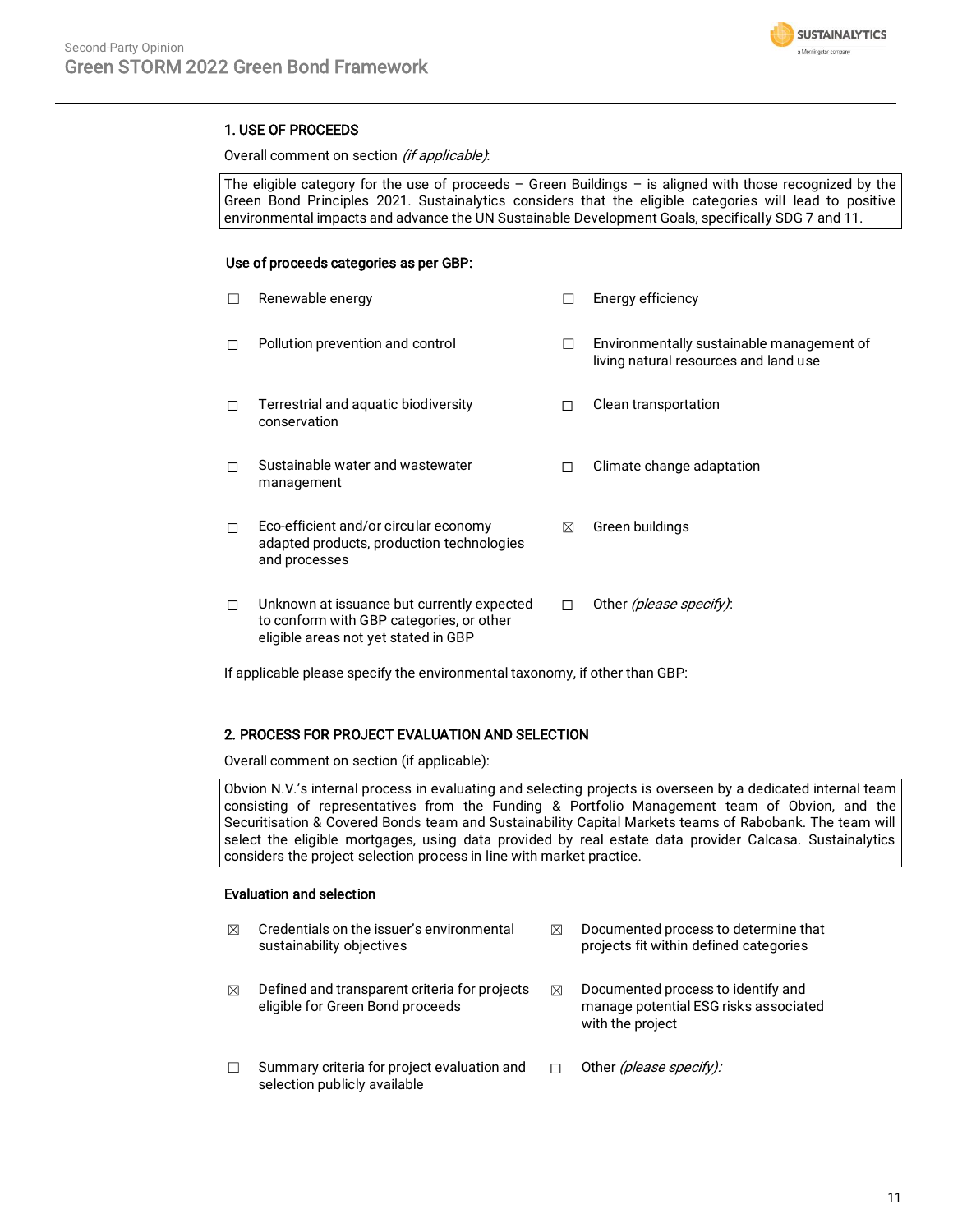## 1. USE OF PROCEEDS

Overall comment on section *(if applicable)*:

> The eligible category for the use of proceeds – Green Buildings – is aligned with those recognized by the Green Bond Principles 2021. Sustainalytics considers that the eligible categories will lead to positive environmental impacts and advance the UN Sustainable Development Goals, specifically SDG 7 and 11.

**Use of proceeds categories as per GBP:**

- ☐ Renewable energy
- ☐ Energy efficiency
- ☐ Pollution prevention and control
- ☐ Environmentally sustainable management of living natural resources and land use
- ☐ Terrestrial and aquatic biodiversity conservation
- ☐ Clean transportation
- ☐ Sustainable water and wastewater management
- ☐ Climate change adaptation
- ☐ Eco-efficient and/or circular economy adapted products, production technologies and processes
- ☒ Green buildings
- ☐ Unknown at issuance but currently expected to conform with GBP categories, or other eligible areas not yet stated in GBP
- ☐ Other *(please specify)*:

If applicable please specify the environmental taxonomy, if other than GBP:

## 2. PROCESS FOR PROJECT EVALUATION AND SELECTION

Overall comment on section (if applicable):

> Obvion N.V.'s internal process in evaluating and selecting projects is overseen by a dedicated internal team consisting of representatives from the Funding & Portfolio Management team of Obvion, and the Securitisation & Covered Bonds team and Sustainability Capital Markets teams of Rabobank. The team will select the eligible mortgages, using data provided by real estate data provider Calcasa. Sustainalytics considers the project selection process in line with market practice.

**Evaluation and selection**

- ☒ Credentials on the issuer's environmental sustainability objectives
- ☒ Documented process to determine that projects fit within defined categories
- ☒ Defined and transparent criteria for projects eligible for Green Bond proceeds
- ☒ Documented process to identify and manage potential ESG risks associated with the project
- ☐ Summary criteria for project evaluation and selection publicly available
- ☐ Other *(please specify)*: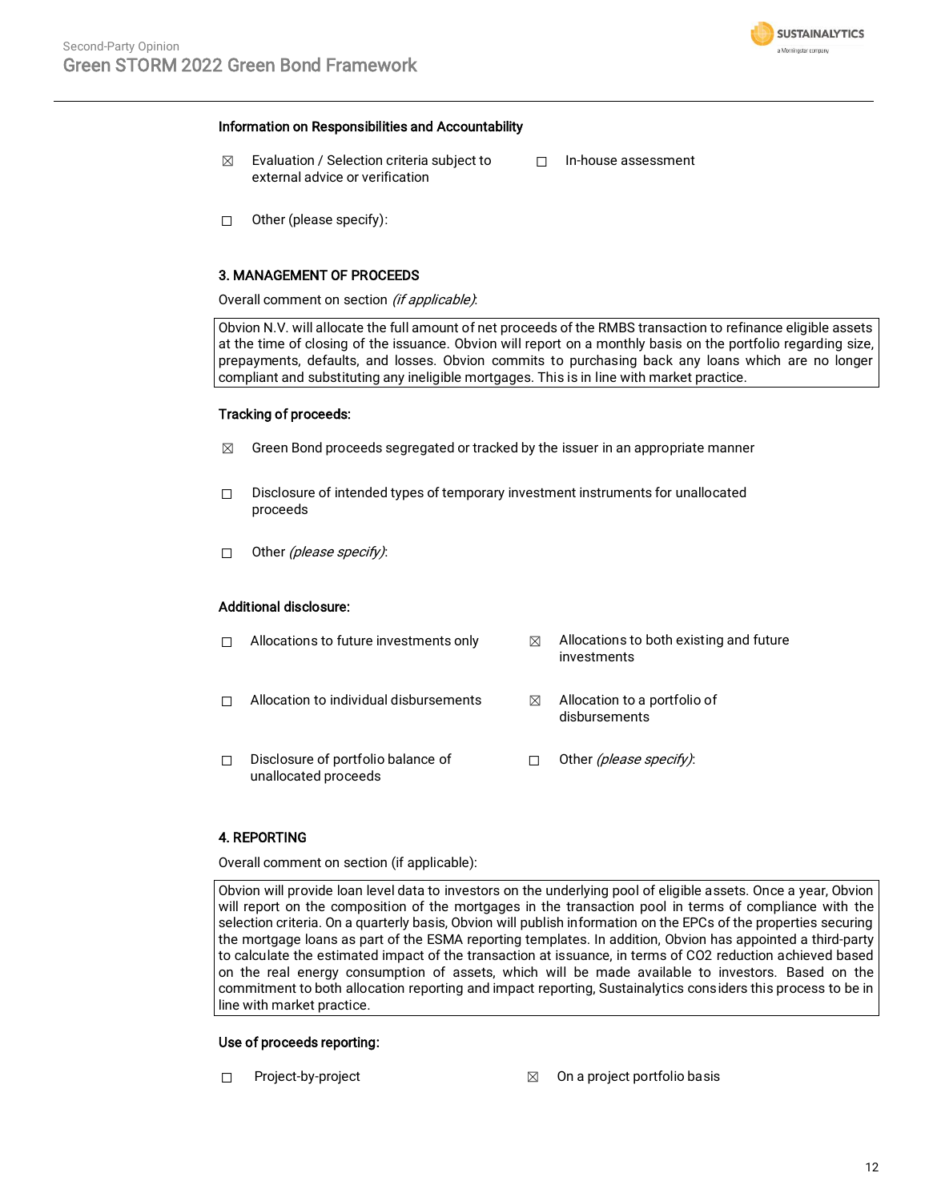### Information on Responsibilities and Accountability

☒ Evaluation / Selection criteria subject to external advice or verification

☐ In-house assessment

☐ Other (please specify):

### 3. MANAGEMENT OF PROCEEDS

Overall comment on section *(if applicable)*:

Obvion N.V. will allocate the full amount of net proceeds of the RMBS transaction to refinance eligible assets at the time of closing of the issuance. Obvion will report on a monthly basis on the portfolio regarding size, prepayments, defaults, and losses. Obvion commits to purchasing back any loans which are no longer compliant and substituting any ineligible mortgages. This is in line with market practice.

#### Tracking of proceeds:

☒ Green Bond proceeds segregated or tracked by the issuer in an appropriate manner

☐ Disclosure of intended types of temporary investment instruments for unallocated proceeds

☐ Other *(please specify)*:

#### Additional disclosure:

☐ Allocations to future investments only

☒ Allocations to both existing and future investments

☐ Allocation to individual disbursements

☒ Allocation to a portfolio of disbursements

☐ Disclosure of portfolio balance of unallocated proceeds

☐ Other *(please specify)*:

### 4. REPORTING

Overall comment on section (if applicable):

Obvion will provide loan level data to investors on the underlying pool of eligible assets. Once a year, Obvion will report on the composition of the mortgages in the transaction pool in terms of compliance with the selection criteria. On a quarterly basis, Obvion will publish information on the EPCs of the properties securing the mortgage loans as part of the ESMA reporting templates. In addition, Obvion has appointed a third-party to calculate the estimated impact of the transaction at issuance, in terms of $CO_2$ reduction achieved based on the real energy consumption of assets, which will be made available to investors. Based on the commitment to both allocation reporting and impact reporting, Sustainalytics considers this process to be in line with market practice.

#### Use of proceeds reporting:

☐ Project-by-project

☒ On a project portfolio basis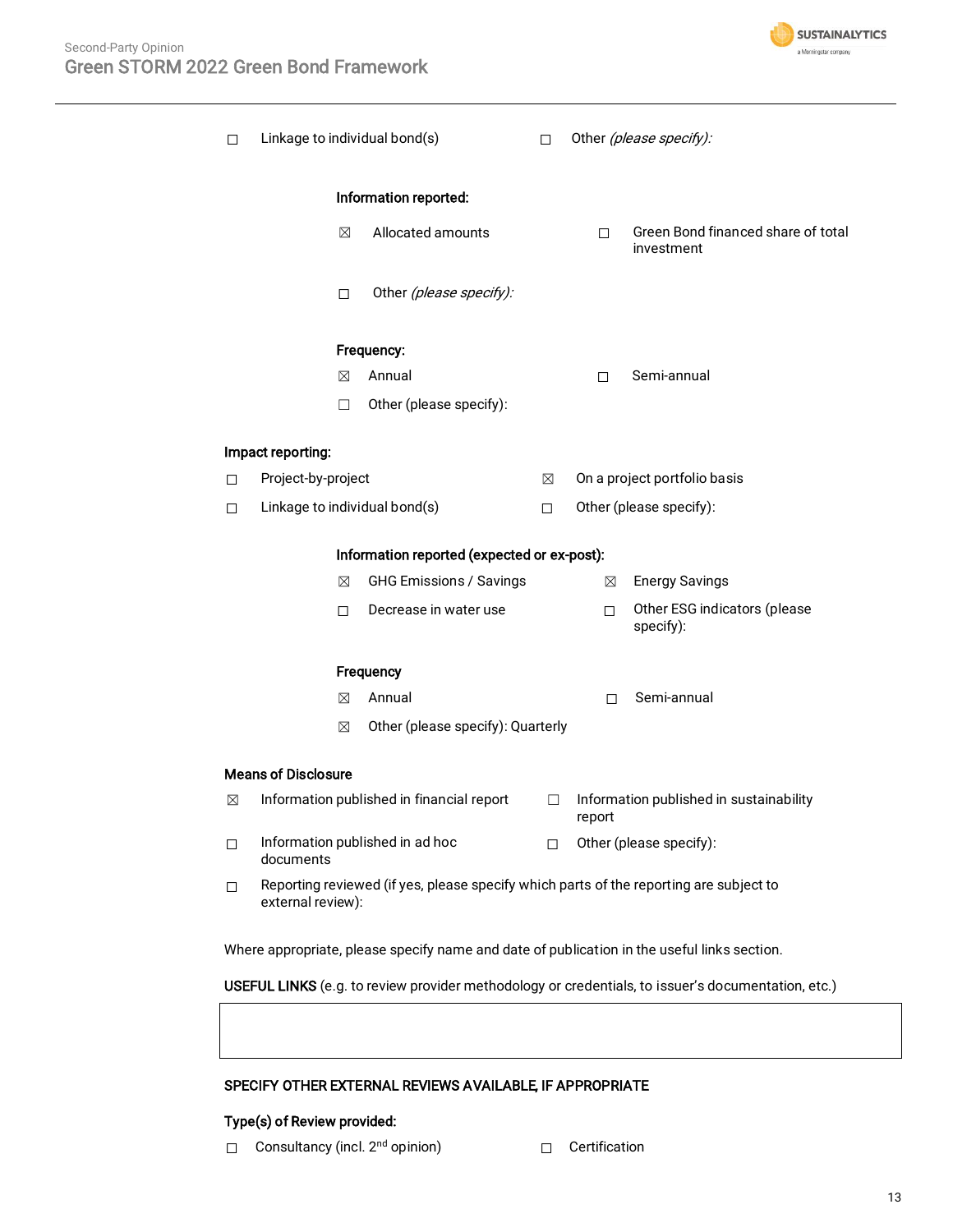☐ Linkage to individual bond(s) ☐ Other *(please specify):*

**Information reported:**

☒ Allocated amounts

☐ Green Bond financed share of total investment

☐ Other *(please specify):*

**Frequency:**

☒ Annual

☐ Semi-annual

☐ Other (please specify):

**Impact reporting:**

☐ Project-by-project

☒ On a project portfolio basis

☐ Linkage to individual bond(s)

☐ Other (please specify):

**Information reported (expected or ex-post):**

☒ GHG Emissions / Savings

☒ Energy Savings

☐ Decrease in water use

☐ Other ESG indicators (please specify):

**Frequency**

☒ Annual

☐ Semi-annual

☒ Other (please specify): Quarterly

**Means of Disclosure**

☒ Information published in financial report

☐ Information published in sustainability report

☐ Information published in ad hoc documents

☐ Other (please specify):

☐ Reporting reviewed (if yes, please specify which parts of the reporting are subject to external review):

Where appropriate, please specify name and date of publication in the useful links section.

**USEFUL LINKS** (e.g. to review provider methodology or credentials, to issuer's documentation, etc.)

| |
|---|
| |

**SPECIFY OTHER EXTERNAL REVIEWS AVAILABLE, IF APPROPRIATE**

**Type(s) of Review provided:**

☐ Consultancy (incl. 2nd opinion)

☐ Certification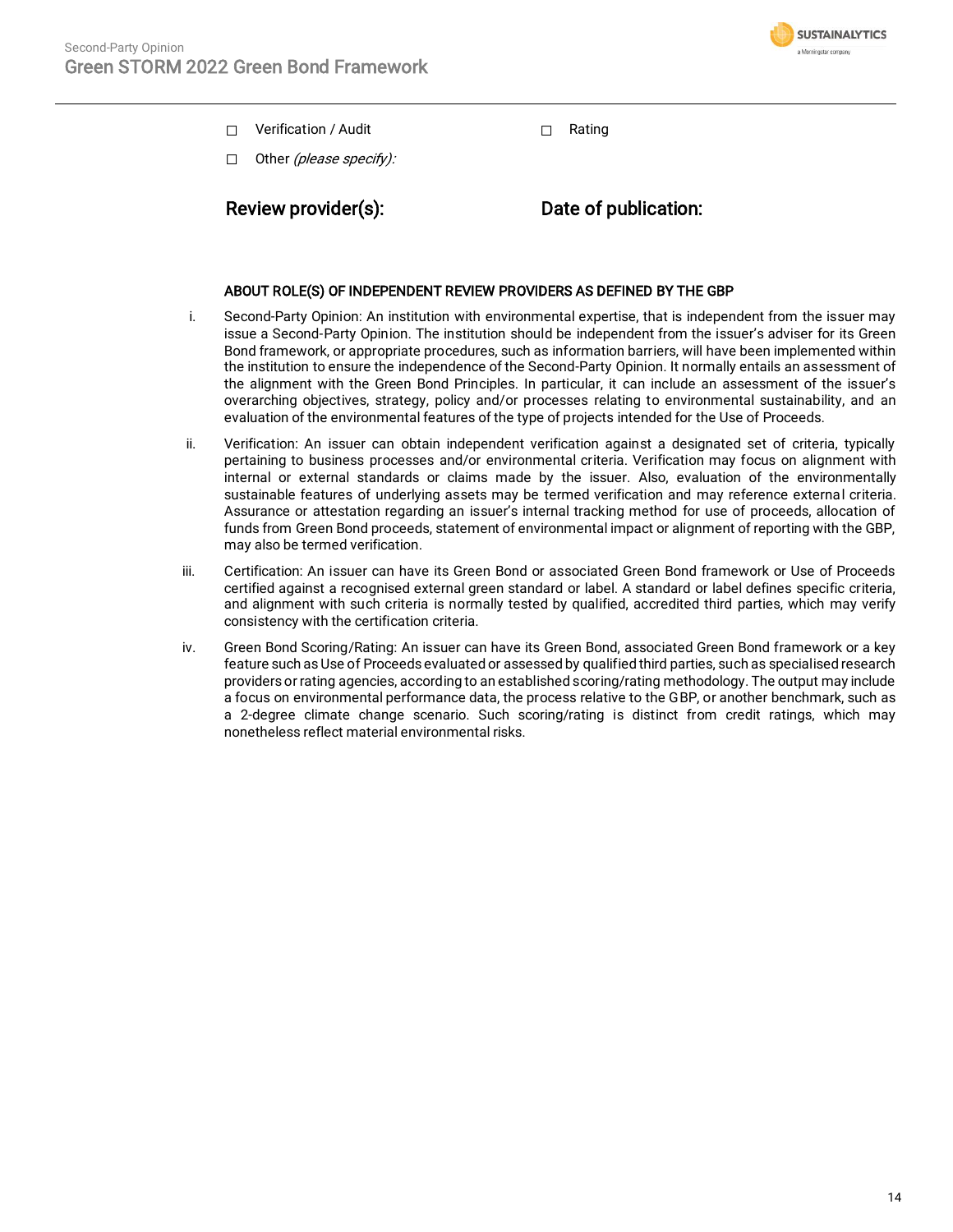☐ Verification / Audit ☐ Rating

☐ Other *(please specify)*:

**Review provider(s):** **Date of publication:**

**ABOUT ROLE(S) OF INDEPENDENT REVIEW PROVIDERS AS DEFINED BY THE GBP**

i. Second-Party Opinion: An institution with environmental expertise, that is independent from the issuer may issue a Second-Party Opinion. The institution should be independent from the issuer's adviser for its Green Bond framework, or appropriate procedures, such as information barriers, will have been implemented within the institution to ensure the independence of the Second-Party Opinion. It normally entails an assessment of the alignment with the Green Bond Principles. In particular, it can include an assessment of the issuer's overarching objectives, strategy, policy and/or processes relating to environmental sustainability, and an evaluation of the environmental features of the type of projects intended for the Use of Proceeds.

ii. Verification: An issuer can obtain independent verification against a designated set of criteria, typically pertaining to business processes and/or environmental criteria. Verification may focus on alignment with internal or external standards or claims made by the issuer. Also, evaluation of the environmentally sustainable features of underlying assets may be termed verification and may reference external criteria. Assurance or attestation regarding an issuer's internal tracking method for use of proceeds, allocation of funds from Green Bond proceeds, statement of environmental impact or alignment of reporting with the GBP, may also be termed verification.

iii. Certification: An issuer can have its Green Bond or associated Green Bond framework or Use of Proceeds certified against a recognised external green standard or label. A standard or label defines specific criteria, and alignment with such criteria is normally tested by qualified, accredited third parties, which may verify consistency with the certification criteria.

iv. Green Bond Scoring/Rating: An issuer can have its Green Bond, associated Green Bond framework or a key feature such as Use of Proceeds evaluated or assessed by qualified third parties, such as specialised research providers or rating agencies, according to an established scoring/rating methodology. The output may include a focus on environmental performance data, the process relative to the GBP, or another benchmark, such as a 2-degree climate change scenario. Such scoring/rating is distinct from credit ratings, which may nonetheless reflect material environmental risks.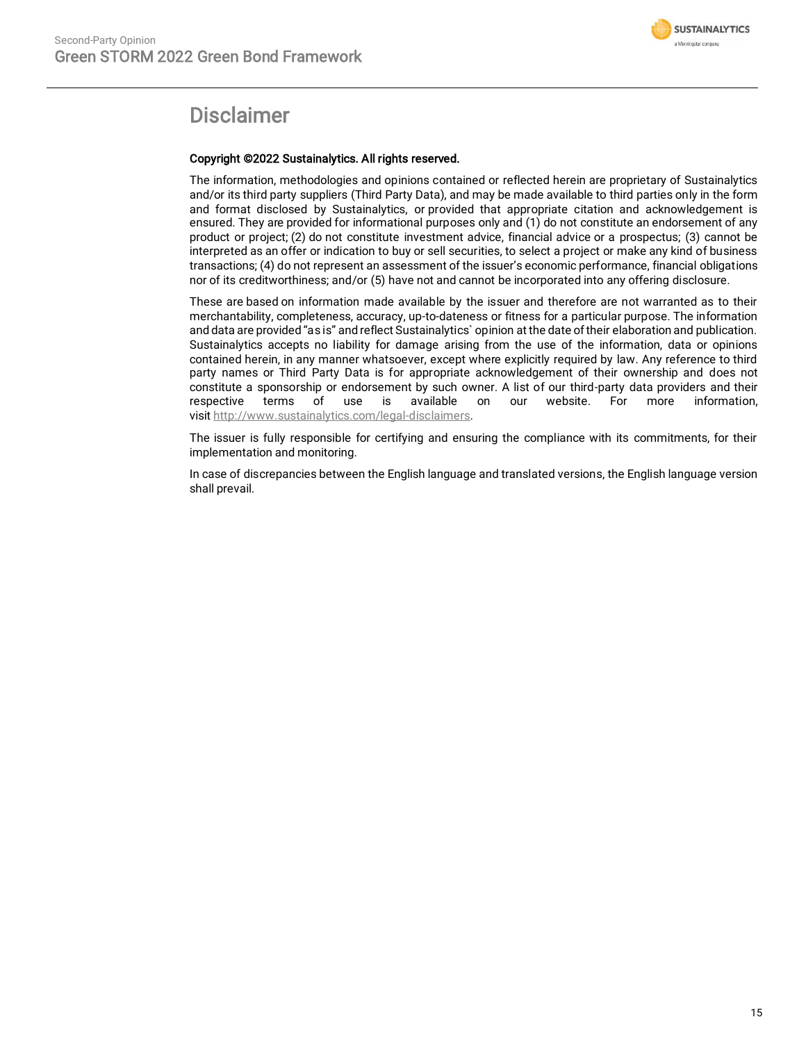# Disclaimer

**Copyright ©2022 Sustainalytics. All rights reserved.**

The information, methodologies and opinions contained or reflected herein are proprietary of Sustainalytics and/or its third party suppliers (Third Party Data), and may be made available to third parties only in the form and format disclosed by Sustainalytics, or provided that appropriate citation and acknowledgement is ensured. They are provided for informational purposes only and (1) do not constitute an endorsement of any product or project; (2) do not constitute investment advice, financial advice or a prospectus; (3) cannot be interpreted as an offer or indication to buy or sell securities, to select a project or make any kind of business transactions; (4) do not represent an assessment of the issuer's economic performance, financial obligations nor of its creditworthiness; and/or (5) have not and cannot be incorporated into any offering disclosure.

These are based on information made available by the issuer and therefore are not warranted as to their merchantability, completeness, accuracy, up-to-dateness or fitness for a particular purpose. The information and data are provided "as is" and reflect Sustainalytics` opinion at the date of their elaboration and publication. Sustainalytics accepts no liability for damage arising from the use of the information, data or opinions contained herein, in any manner whatsoever, except where explicitly required by law. Any reference to third party names or Third Party Data is for appropriate acknowledgement of their ownership and does not constitute a sponsorship or endorsement by such owner. A list of our third-party data providers and their respective terms of use is available on our website. For more information, visit http://www.sustainalytics.com/legal-disclaimers.

The issuer is fully responsible for certifying and ensuring the compliance with its commitments, for their implementation and monitoring.

In case of discrepancies between the English language and translated versions, the English language version shall prevail.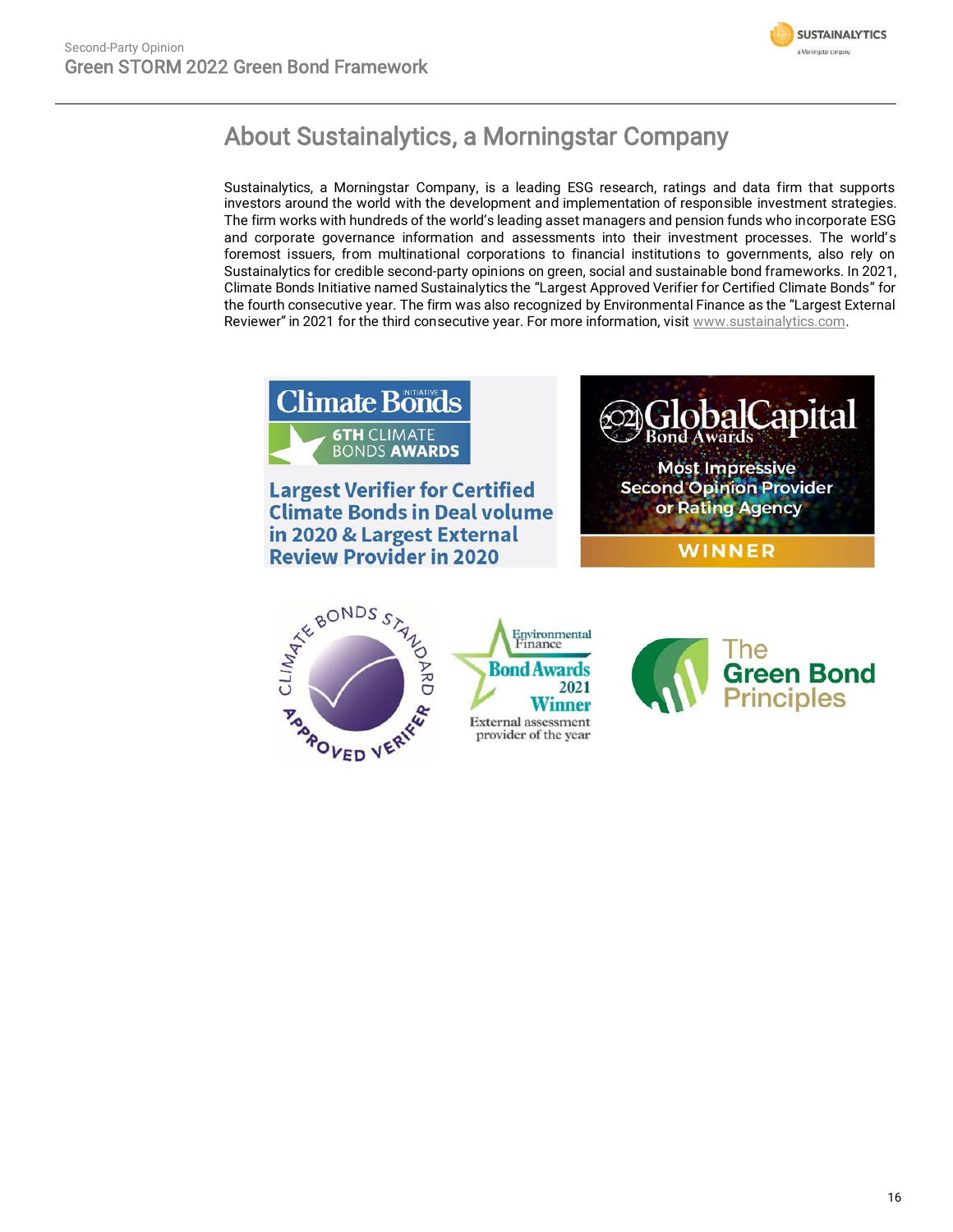## About Sustainalytics, a Morningstar Company

Sustainalytics, a Morningstar Company, is a leading ESG research, ratings and data firm that supports investors around the world with the development and implementation of responsible investment strategies. The firm works with hundreds of the world's leading asset managers and pension funds who incorporate ESG and corporate governance information and assessments into their investment processes. The world's foremost issuers, from multinational corporations to financial institutions to governments, also rely on Sustainalytics for credible second-party opinions on green, social and sustainable bond frameworks. In 2021, Climate Bonds Initiative named Sustainalytics the "Largest Approved Verifier for Certified Climate Bonds" for the fourth consecutive year. The firm was also recognized by Environmental Finance as the "Largest External Reviewer" in 2021 for the third consecutive year. For more information, visit www.sustainalytics.com.

Climate Bonds Initiative
6TH CLIMATE BONDS AWARDS
Largest Verifier for Certified Climate Bonds in Deal volume in 2020 & Largest External Review Provider in 2020

2021 GlobalCapital Bond Awards
Most Impressive Second Opinion Provider or Rating Agency
WINNER

Climate Bonds Standard Approved Verifier

Environmental Finance Bond Awards 2021 Winner
External assessment provider of the year

The Green Bond Principles